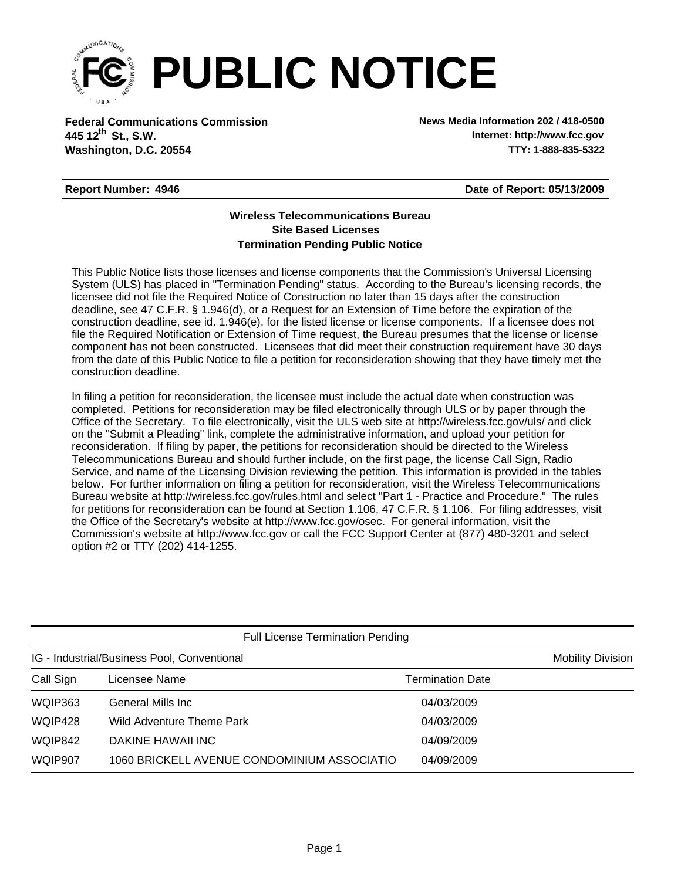# PUBLIC NOTICE

**Federal Communications Commission**
**445 12th St., S.W.**
**Washington, D.C. 20554**

**News Media Information 202 / 418-0500**
**Internet: http://www.fcc.gov**
**TTY: 1-888-835-5322**

**Report Number: 4946** **Date of Report: 05/13/2009**

**Wireless Telecommunications Bureau**
**Site Based Licenses**
**Termination Pending Public Notice**

This Public Notice lists those licenses and license components that the Commission's Universal Licensing System (ULS) has placed in "Termination Pending" status. According to the Bureau's licensing records, the licensee did not file the Required Notice of Construction no later than 15 days after the construction deadline, see 47 C.F.R. § 1.946(d), or a Request for an Extension of Time before the expiration of the construction deadline, see id. 1.946(e), for the listed license or license components. If a licensee does not file the Required Notification or Extension of Time request, the Bureau presumes that the license or license component has not been constructed. Licensees that did meet their construction requirement have 30 days from the date of this Public Notice to file a petition for reconsideration showing that they have timely met the construction deadline.

In filing a petition for reconsideration, the licensee must include the actual date when construction was completed. Petitions for reconsideration may be filed electronically through ULS or by paper through the Office of the Secretary. To file electronically, visit the ULS web site at http://wireless.fcc.gov/uls/ and click on the "Submit a Pleading" link, complete the administrative information, and upload your petition for reconsideration. If filing by paper, the petitions for reconsideration should be directed to the Wireless Telecommunications Bureau and should further include, on the first page, the license Call Sign, Radio Service, and name of the Licensing Division reviewing the petition. This information is provided in the tables below. For further information on filing a petition for reconsideration, visit the Wireless Telecommunications Bureau website at http://wireless.fcc.gov/rules.html and select "Part 1 - Practice and Procedure." The rules for petitions for reconsideration can be found at Section 1.106, 47 C.F.R. § 1.106. For filing addresses, visit the Office of the Secretary's website at http://www.fcc.gov/osec. For general information, visit the Commission's website at http://www.fcc.gov or call the FCC Support Center at (877) 480-3201 and select option #2 or TTY (202) 414-1255.

Full License Termination Pending

IG - Industrial/Business Pool, Conventional — Mobility Division

| Call Sign | Licensee Name | Termination Date |
|---|---|---|
| WQIP363 | General Mills Inc | 04/03/2009 |
| WQIP428 | Wild Adventure Theme Park | 04/03/2009 |
| WQIP842 | DAKINE HAWAII INC | 04/09/2009 |
| WQIP907 | 1060 BRICKELL AVENUE CONDOMINIUM ASSOCIATIO | 04/09/2009 |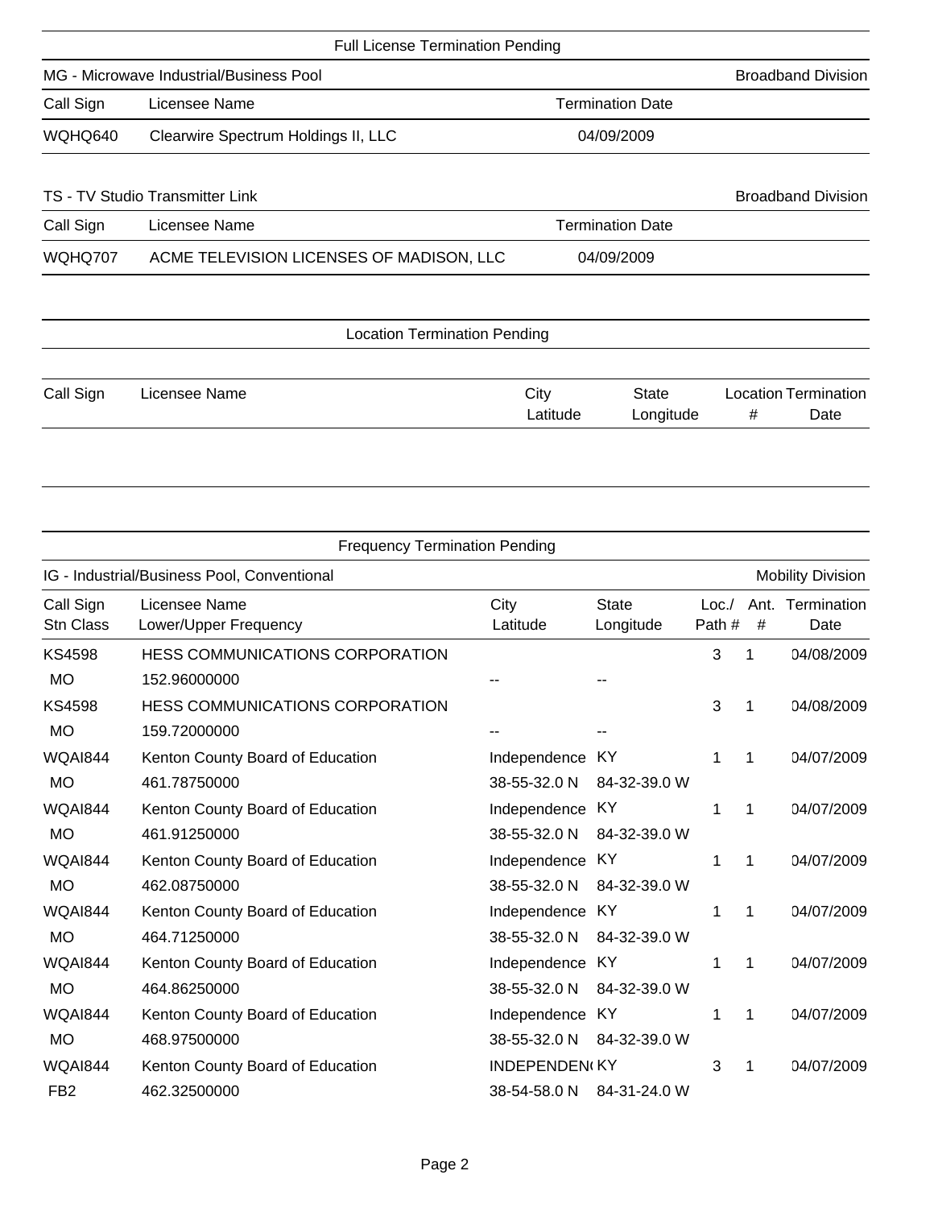## Full License Termination Pending

### MG - Microwave Industrial/Business Pool — Broadband Division

| Call Sign | Licensee Name | Termination Date |
|---|---|---|
| WQHQ640 | Clearwire Spectrum Holdings II, LLC | 04/09/2009 |

### TS - TV Studio Transmitter Link — Broadband Division

| Call Sign | Licensee Name | Termination Date |
|---|---|---|
| WQHQ707 | ACME TELEVISION LICENSES OF MADISON, LLC | 04/09/2009 |

## Location Termination Pending

| Call Sign | Licensee Name | City<br>Latitude | State<br>Longitude | Location<br>#| Termination<br>Date |
|---|---|---|---|---|---|

## Frequency Termination Pending

### IG - Industrial/Business Pool, Conventional — Mobility Division

| Call Sign<br>Stn Class | Licensee Name<br>Lower/Upper Frequency | City<br>Latitude | State<br>Longitude | Loc./<br>Path # | Ant.<br>#| Termination<br>Date |
|---|---|---|---|---|---|---|
| KS4598 | HESS COMMUNICATIONS CORPORATION | | | 3 | 1 | 04/08/2009 |
| MO | 152.96000000 | -- | -- | | | |
| KS4598 | HESS COMMUNICATIONS CORPORATION | | | 3 | 1 | 04/08/2009 |
| MO | 159.72000000 | -- | -- | | | |
| WQAI844 | Kenton County Board of Education | Independence | KY | 1 | 1 | 04/07/2009 |
| MO | 461.78750000 | 38-55-32.0 N | 84-32-39.0 W | | | |
| WQAI844 | Kenton County Board of Education | Independence | KY | 1 | 1 | 04/07/2009 |
| MO | 461.91250000 | 38-55-32.0 N | 84-32-39.0 W | | | |
| WQAI844 | Kenton County Board of Education | Independence | KY | 1 | 1 | 04/07/2009 |
| MO | 462.08750000 | 38-55-32.0 N | 84-32-39.0 W | | | |
| WQAI844 | Kenton County Board of Education | Independence | KY | 1 | 1 | 04/07/2009 |
| MO | 464.71250000 | 38-55-32.0 N | 84-32-39.0 W | | | |
| WQAI844 | Kenton County Board of Education | Independence | KY | 1 | 1 | 04/07/2009 |
| MO | 464.86250000 | 38-55-32.0 N | 84-32-39.0 W | | | |
| WQAI844 | Kenton County Board of Education | Independence | KY | 1 | 1 | 04/07/2009 |
| MO | 468.97500000 | 38-55-32.0 N | 84-32-39.0 W | | | |
| WQAI844 | Kenton County Board of Education | INDEPENDEN( | KY | 3 | 1 | 04/07/2009 |
| FB2 | 462.32500000 | 38-54-58.0 N | 84-31-24.0 W | | | |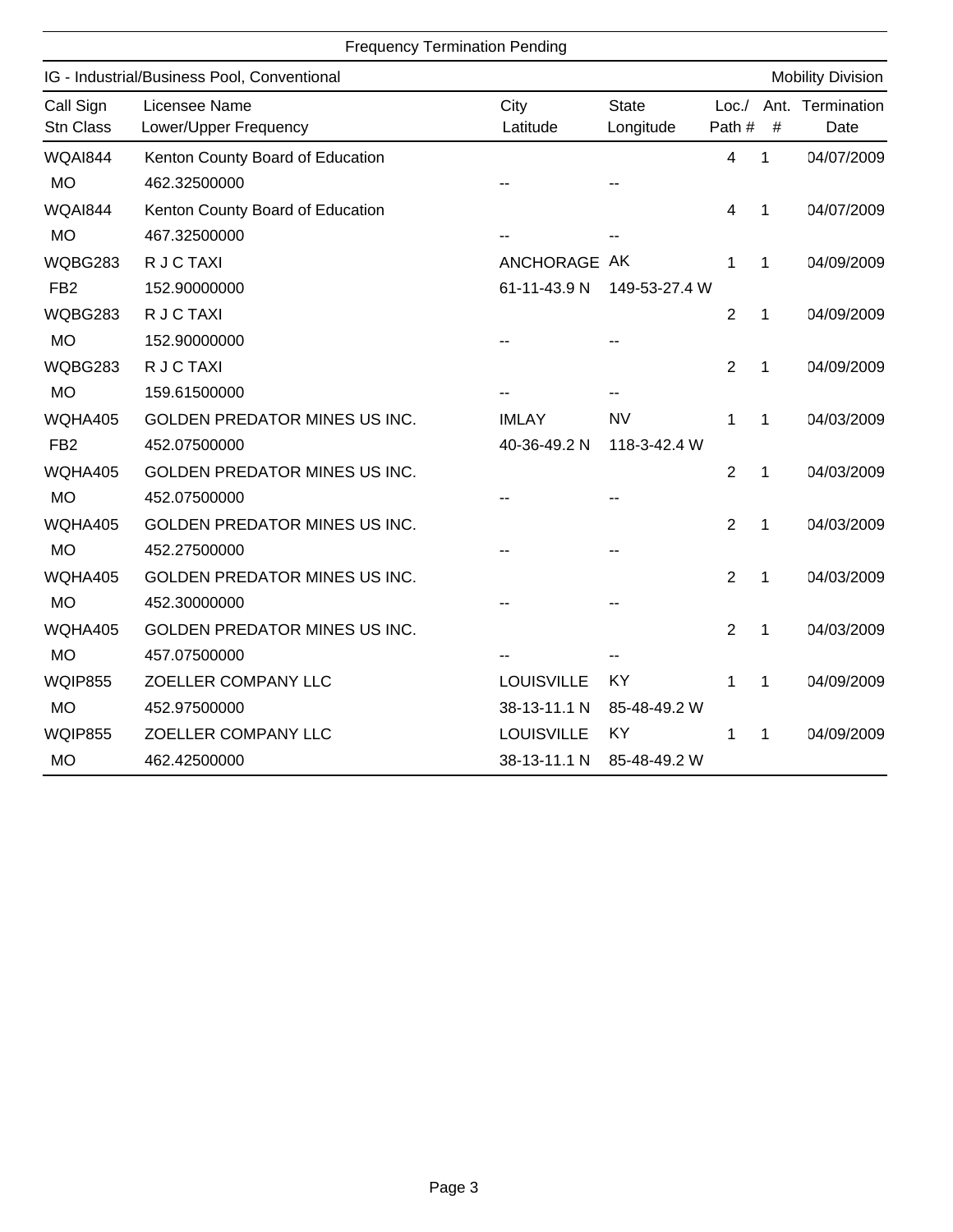Frequency Termination Pending

IG - Industrial/Business Pool, Conventional — Mobility Division

| Call Sign<br>Stn Class | Licensee Name<br>Lower/Upper Frequency | City<br>Latitude | State<br>Longitude | Loc./<br>Path # | Ant.<br># | Termination<br>Date |
|---|---|---|---|---|---|---|
| WQAI844<br>MO | Kenton County Board of Education<br>462.32500000 | <br>-- | <br>-- | 4 | 1 | 04/07/2009 |
| WQAI844<br>MO | Kenton County Board of Education<br>467.32500000 | <br>-- | <br>-- | 4 | 1 | 04/07/2009 |
| WQBG283<br>FB2 | R J C TAXI<br>152.90000000 | ANCHORAGE<br>61-11-43.9 N | AK<br>149-53-27.4 W | 1 | 1 | 04/09/2009 |
| WQBG283<br>MO | R J C TAXI<br>152.90000000 | <br>-- | <br>-- | 2 | 1 | 04/09/2009 |
| WQBG283<br>MO | R J C TAXI<br>159.61500000 | <br>-- | <br>-- | 2 | 1 | 04/09/2009 |
| WQHA405<br>FB2 | GOLDEN PREDATOR MINES US INC.<br>452.07500000 | IMLAY<br>40-36-49.2 N | NV<br>118-3-42.4 W | 1 | 1 | 04/03/2009 |
| WQHA405<br>MO | GOLDEN PREDATOR MINES US INC.<br>452.07500000 | <br>-- | <br>-- | 2 | 1 | 04/03/2009 |
| WQHA405<br>MO | GOLDEN PREDATOR MINES US INC.<br>452.27500000 | <br>-- | <br>-- | 2 | 1 | 04/03/2009 |
| WQHA405<br>MO | GOLDEN PREDATOR MINES US INC.<br>452.30000000 | <br>-- | <br>-- | 2 | 1 | 04/03/2009 |
| WQHA405<br>MO | GOLDEN PREDATOR MINES US INC.<br>457.07500000 | <br>-- | <br>-- | 2 | 1 | 04/03/2009 |
| WQIP855<br>MO | ZOELLER COMPANY LLC<br>452.97500000 | LOUISVILLE<br>38-13-11.1 N | KY<br>85-48-49.2 W | 1 | 1 | 04/09/2009 |
| WQIP855<br>MO | ZOELLER COMPANY LLC<br>462.42500000 | LOUISVILLE<br>38-13-11.1 N | KY<br>85-48-49.2 W | 1 | 1 | 04/09/2009 |